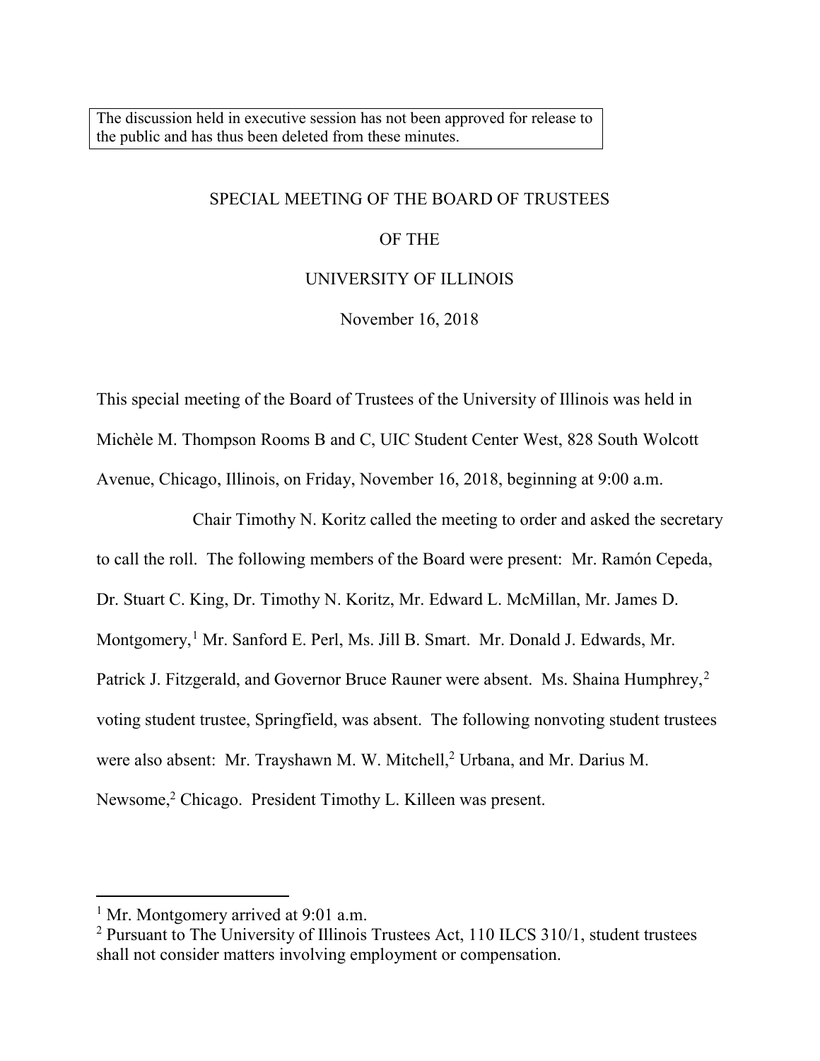The discussion held in executive session has not been approved for release to the public and has thus been deleted from these minutes.

# SPECIAL MEETING OF THE BOARD OF TRUSTEES

# OF THE

# UNIVERSITY OF ILLINOIS

November 16, 2018

This special meeting of the Board of Trustees of the University of Illinois was held in Michèle M. Thompson Rooms B and C, UIC Student Center West, 828 South Wolcott Avenue, Chicago, Illinois, on Friday, November 16, 2018, beginning at 9:00 a.m.

Chair Timothy N. Koritz called the meeting to order and asked the secretary to call the roll. The following members of the Board were present: Mr. Ramón Cepeda, Dr. Stuart C. King, Dr. Timothy N. Koritz, Mr. Edward L. McMillan, Mr. James D. Montgomery,[1] Mr. Sanford E. Perl, Ms. Jill B. Smart. Mr. Donald J. Edwards, Mr. Patrick J. Fitzgerald, and Governor Bruce Rauner were absent. Ms. Shaina Humphrey,[2] voting student trustee, Springfield, was absent. The following nonvoting student trustees were also absent: Mr. Trayshawn M. W. Mitchell,[2] Urbana, and Mr. Darius M. Newsome,[2] Chicago. President Timothy L. Killeen was present.

---

[1] Mr. Montgomery arrived at 9:01 a.m.

[2] Pursuant to The University of Illinois Trustees Act, 110 ILCS 310/1, student trustees shall not consider matters involving employment or compensation.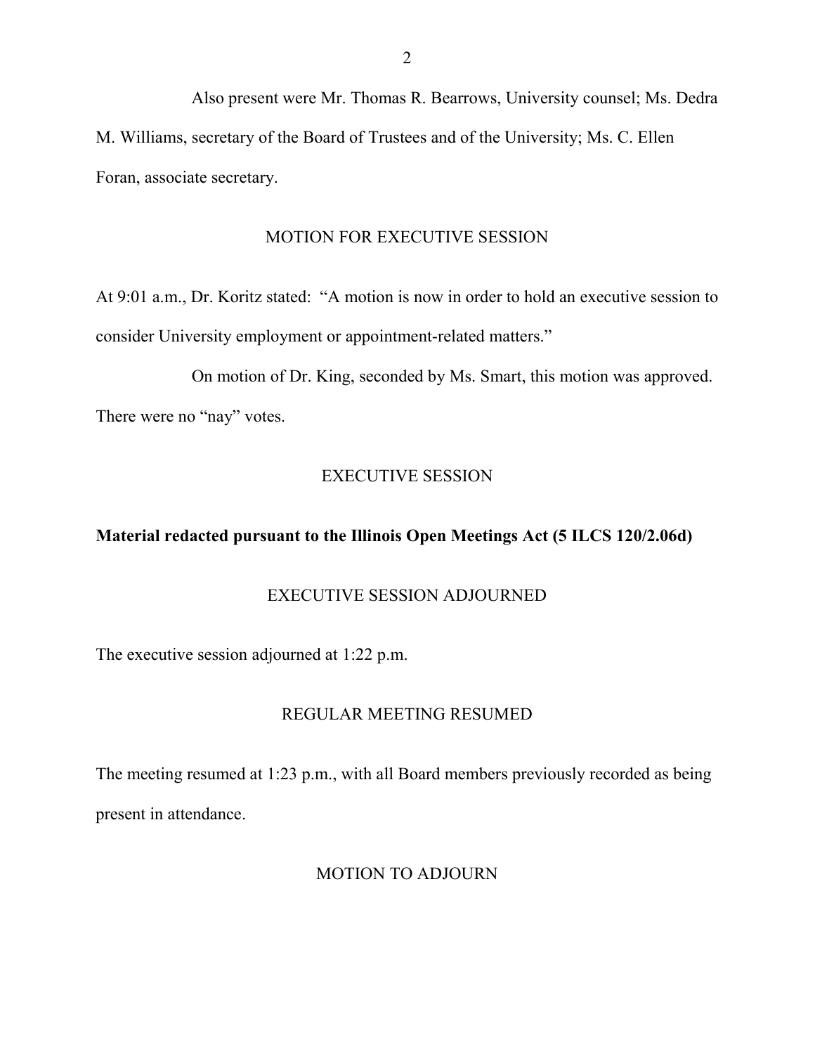Also present were Mr. Thomas R. Bearrows, University counsel; Ms. Dedra M. Williams, secretary of the Board of Trustees and of the University; Ms. C. Ellen Foran, associate secretary.

## MOTION FOR EXECUTIVE SESSION

At 9:01 a.m., Dr. Koritz stated: "A motion is now in order to hold an executive session to consider University employment or appointment-related matters."

On motion of Dr. King, seconded by Ms. Smart, this motion was approved. There were no "nay" votes.

## EXECUTIVE SESSION

**Material redacted pursuant to the Illinois Open Meetings Act (5 ILCS 120/2.06d)**

## EXECUTIVE SESSION ADJOURNED

The executive session adjourned at 1:22 p.m.

## REGULAR MEETING RESUMED

The meeting resumed at 1:23 p.m., with all Board members previously recorded as being present in attendance.

## MOTION TO ADJOURN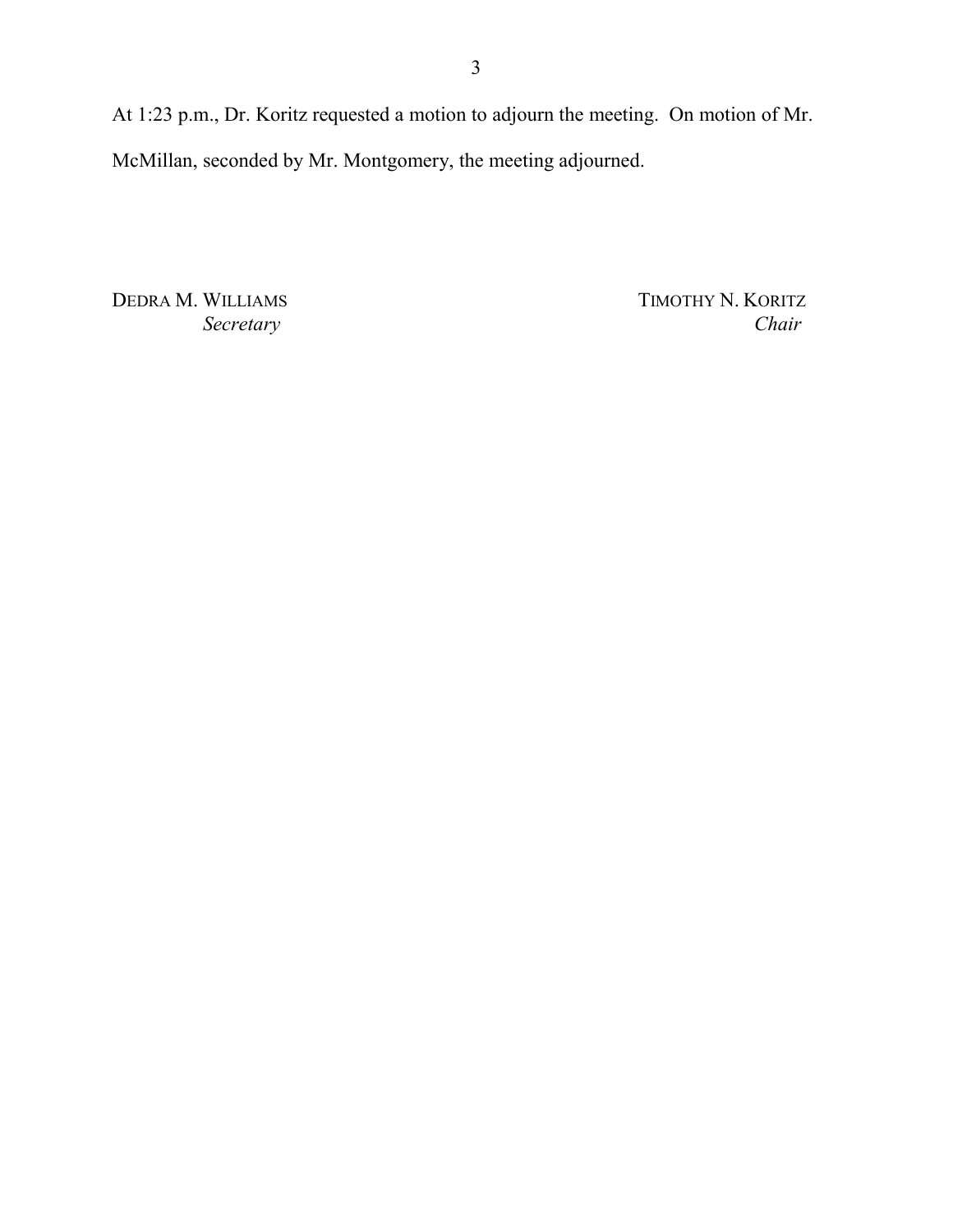At 1:23 p.m., Dr. Koritz requested a motion to adjourn the meeting. On motion of Mr. McMillan, seconded by Mr. Montgomery, the meeting adjourned.

DEDRA M. WILLIAMS
*Secretary*

TIMOTHY N. KORITZ
*Chair*